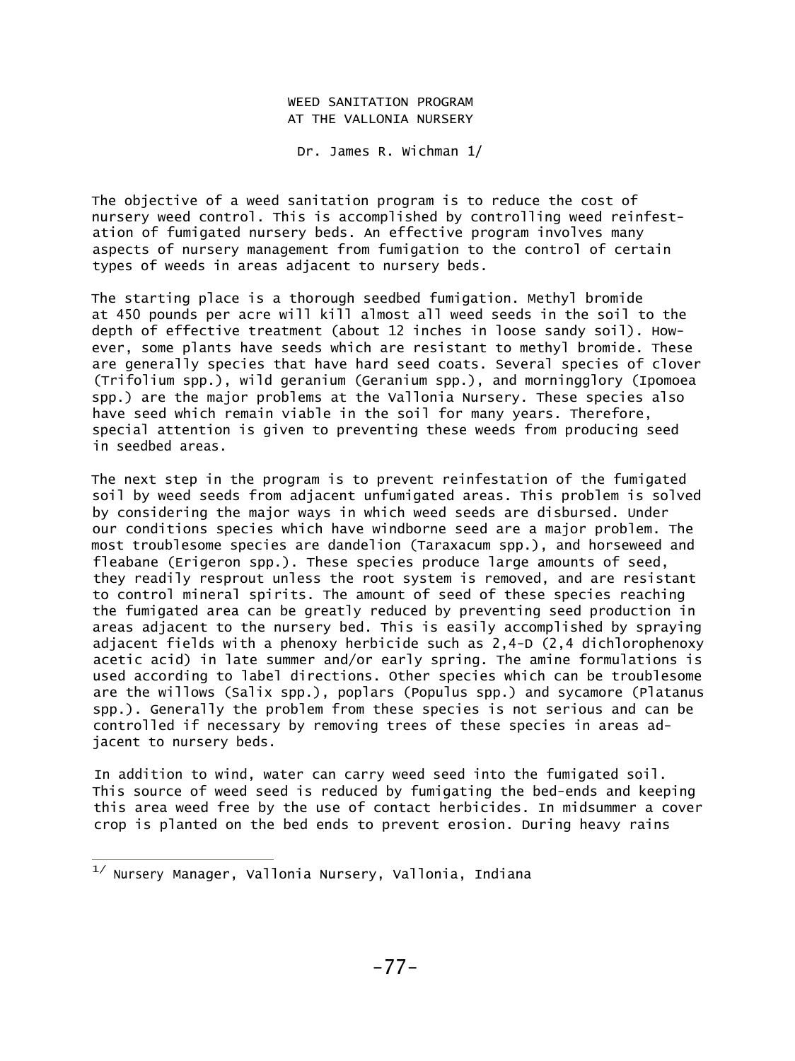# WEED SANITATION PROGRAM AT THE VALLONIA NURSERY

Dr. James R. Wichman [1/]

The objective of a weed sanitation program is to reduce the cost of nursery weed control. This is accomplished by controlling weed reinfestation of fumigated nursery beds. An effective program involves many aspects of nursery management from fumigation to the control of certain types of weeds in areas adjacent to nursery beds.

The starting place is a thorough seedbed fumigation. Methyl bromide at 450 pounds per acre will kill almost all weed seeds in the soil to the depth of effective treatment (about 12 inches in loose sandy soil). However, some plants have seeds which are resistant to methyl bromide. These are generally species that have hard seed coats. Several species of clover (Trifolium spp.), wild geranium (Geranium spp.), and morningglory (Ipomoea spp.) are the major problems at the Vallonia Nursery. These species also have seed which remain viable in the soil for many years. Therefore, special attention is given to preventing these weeds from producing seed in seedbed areas.

The next step in the program is to prevent reinfestation of the fumigated soil by weed seeds from adjacent unfumigated areas. This problem is solved by considering the major ways in which weed seeds are disbursed. Under our conditions species which have windborne seed are a major problem. The most troublesome species are dandelion (Taraxacum spp.), and horseweed and fleabane (Erigeron spp.). These species produce large amounts of seed, they readily resprout unless the root system is removed, and are resistant to control mineral spirits. The amount of seed of these species reaching the fumigated area can be greatly reduced by preventing seed production in areas adjacent to the nursery bed. This is easily accomplished by spraying adjacent fields with a phenoxy herbicide such as 2,4-D (2,4 dichlorophenoxy acetic acid) in late summer and/or early spring. The amine formulations is used according to label directions. Other species which can be troublesome are the willows (Salix spp.), poplars (Populus spp.) and sycamore (Platanus spp.). Generally the problem from these species is not serious and can be controlled if necessary by removing trees of these species in areas adjacent to nursery beds.

In addition to wind, water can carry weed seed into the fumigated soil. This source of weed seed is reduced by fumigating the bed-ends and keeping this area weed free by the use of contact herbicides. In midsummer a cover crop is planted on the bed ends to prevent erosion. During heavy rains

---

[1/] Nursery Manager, Vallonia Nursery, Vallonia, Indiana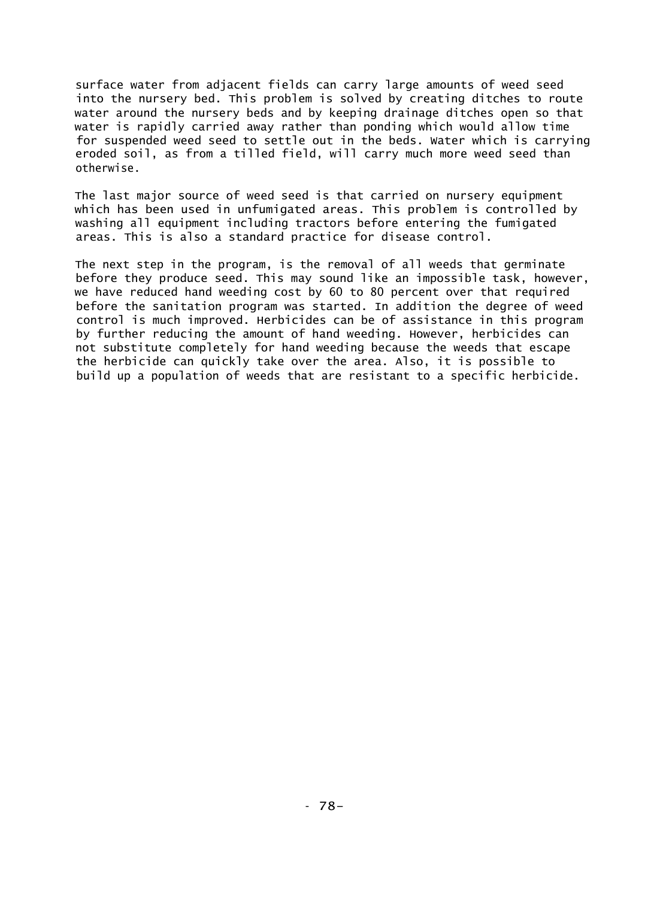surface water from adjacent fields can carry large amounts of weed seed into the nursery bed. This problem is solved by creating ditches to route water around the nursery beds and by keeping drainage ditches open so that water is rapidly carried away rather than ponding which would allow time for suspended weed seed to settle out in the beds. Water which is carrying eroded soil, as from a tilled field, will carry much more weed seed than otherwise.

The last major source of weed seed is that carried on nursery equipment which has been used in unfumigated areas. This problem is controlled by washing all equipment including tractors before entering the fumigated areas. This is also a standard practice for disease control.

The next step in the program, is the removal of all weeds that germinate before they produce seed. This may sound like an impossible task, however, we have reduced hand weeding cost by 60 to 80 percent over that required before the sanitation program was started. In addition the degree of weed control is much improved. Herbicides can be of assistance in this program by further reducing the amount of hand weeding. However, herbicides can not substitute completely for hand weeding because the weeds that escape the herbicide can quickly take over the area. Also, it is possible to build up a population of weeds that are resistant to a specific herbicide.